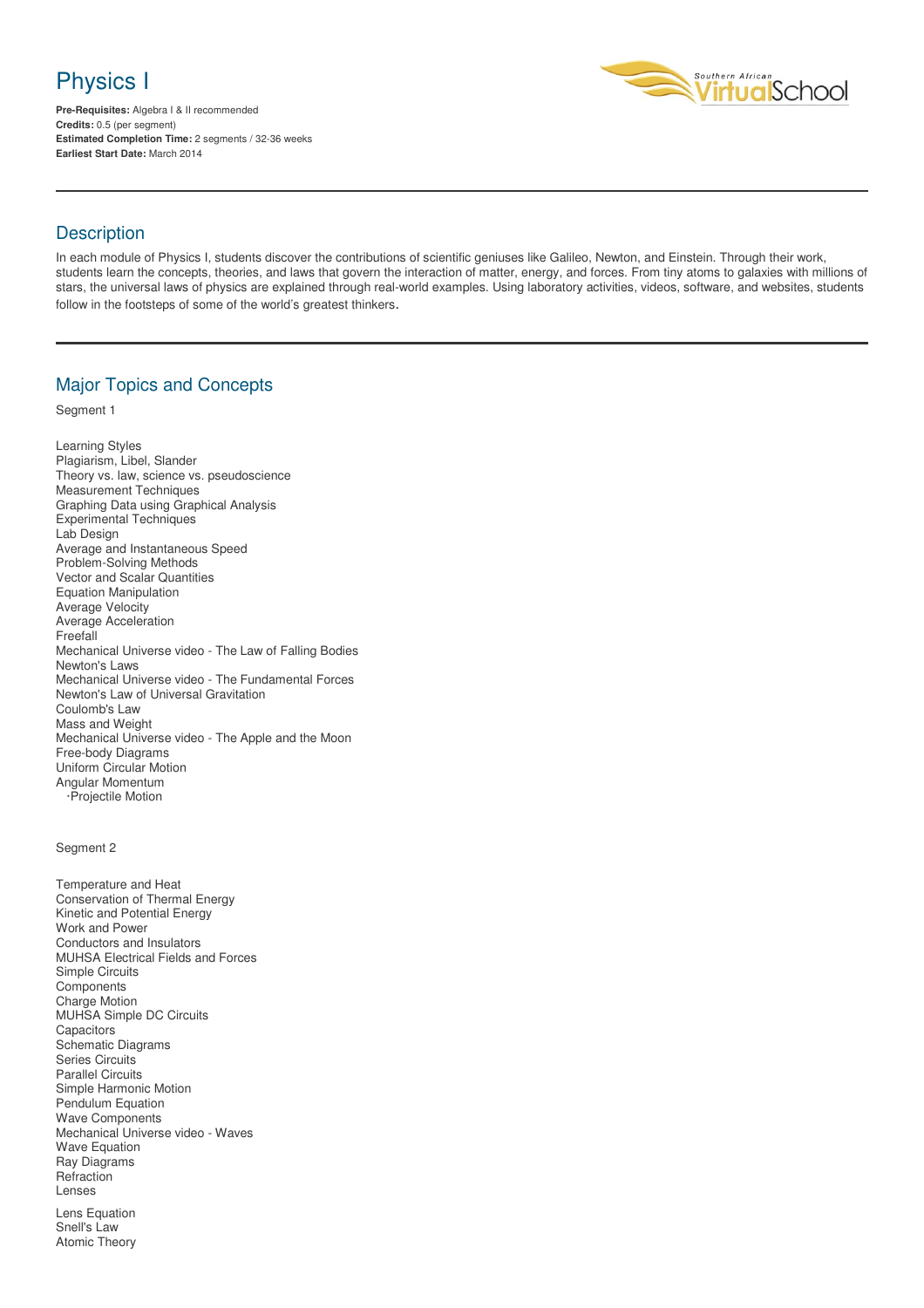# Physics I

**Pre-Requisites:** Algebra I & II recommended
**Credits:** 0.5 (per segment)
**Estimated Completion Time:** 2 segments / 32-36 weeks
**Earliest Start Date:** March 2014

## Description

In each module of Physics I, students discover the contributions of scientific geniuses like Galileo, Newton, and Einstein. Through their work, students learn the concepts, theories, and laws that govern the interaction of matter, energy, and forces. From tiny atoms to galaxies with millions of stars, the universal laws of physics are explained through real-world examples. Using laboratory activities, videos, software, and websites, students follow in the footsteps of some of the world's greatest thinkers.

## Major Topics and Concepts

Segment 1

Learning Styles
Plagiarism, Libel, Slander
Theory vs. law, science vs. pseudoscience
Measurement Techniques
Graphing Data using Graphical Analysis
Experimental Techniques
Lab Design
Average and Instantaneous Speed
Problem-Solving Methods
Vector and Scalar Quantities
Equation Manipulation
Average Velocity
Average Acceleration
Freefall
Mechanical Universe video - The Law of Falling Bodies
Newton's Laws
Mechanical Universe video - The Fundamental Forces
Newton's Law of Universal Gravitation
Coulomb's Law
Mass and Weight
Mechanical Universe video - The Apple and the Moon
Free-body Diagrams
Uniform Circular Motion
Angular Momentum
·Projectile Motion

Segment 2

Temperature and Heat
Conservation of Thermal Energy
Kinetic and Potential Energy
Work and Power
Conductors and Insulators
MUHSA Electrical Fields and Forces
Simple Circuits
Components
Charge Motion
MUHSA Simple DC Circuits
Capacitors
Schematic Diagrams
Series Circuits
Parallel Circuits
Simple Harmonic Motion
Pendulum Equation
Wave Components
Mechanical Universe video - Waves
Wave Equation
Ray Diagrams
Refraction
Lenses

Lens Equation
Snell's Law
Atomic Theory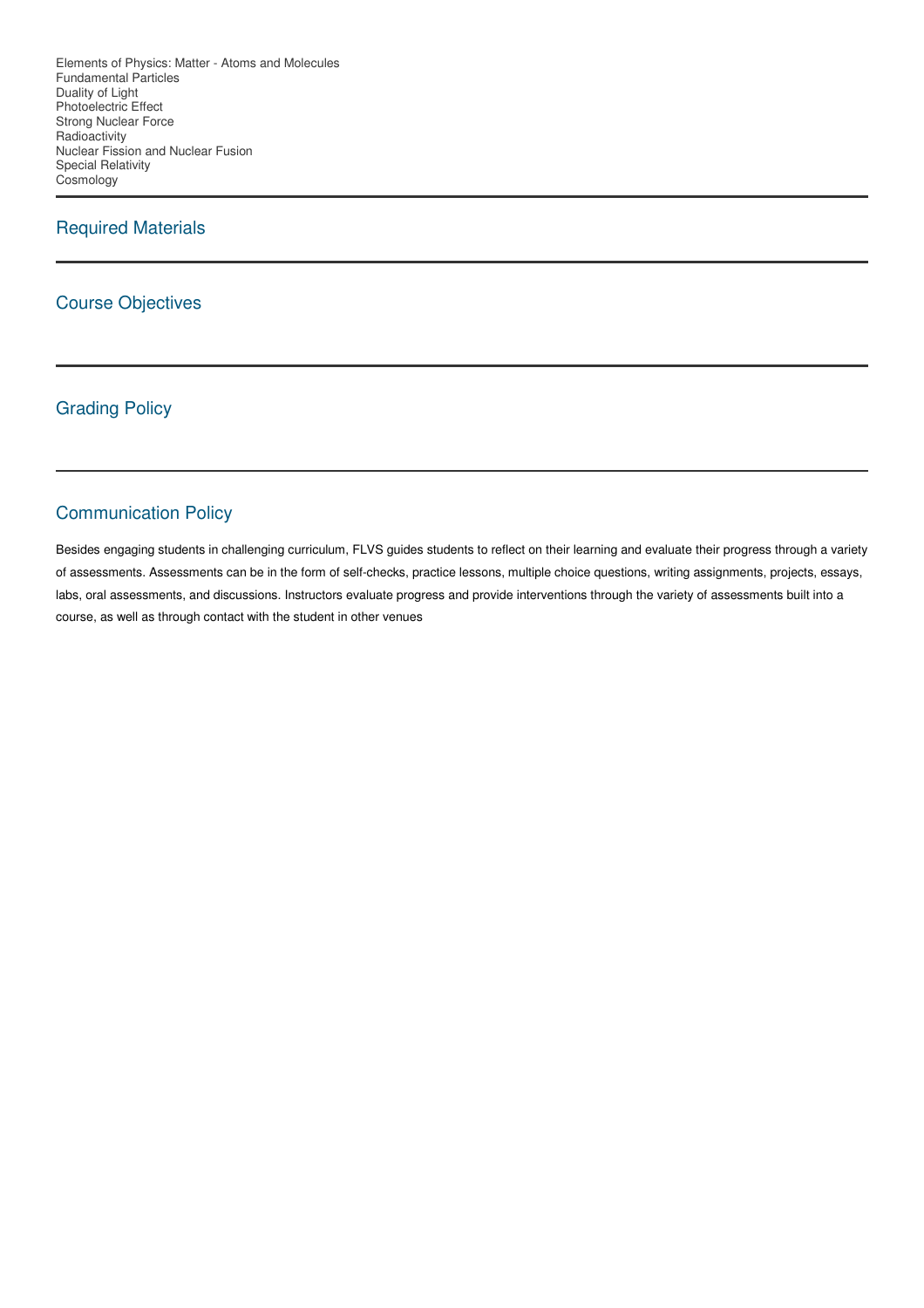Elements of Physics: Matter - Atoms and Molecules
Fundamental Particles
Duality of Light
Photoelectric Effect
Strong Nuclear Force
Radioactivity
Nuclear Fission and Nuclear Fusion
Special Relativity
Cosmology

## Required Materials

## Course Objectives

## Grading Policy

## Communication Policy

Besides engaging students in challenging curriculum, FLVS guides students to reflect on their learning and evaluate their progress through a variety of assessments. Assessments can be in the form of self-checks, practice lessons, multiple choice questions, writing assignments, projects, essays, labs, oral assessments, and discussions. Instructors evaluate progress and provide interventions through the variety of assessments built into a course, as well as through contact with the student in other venues